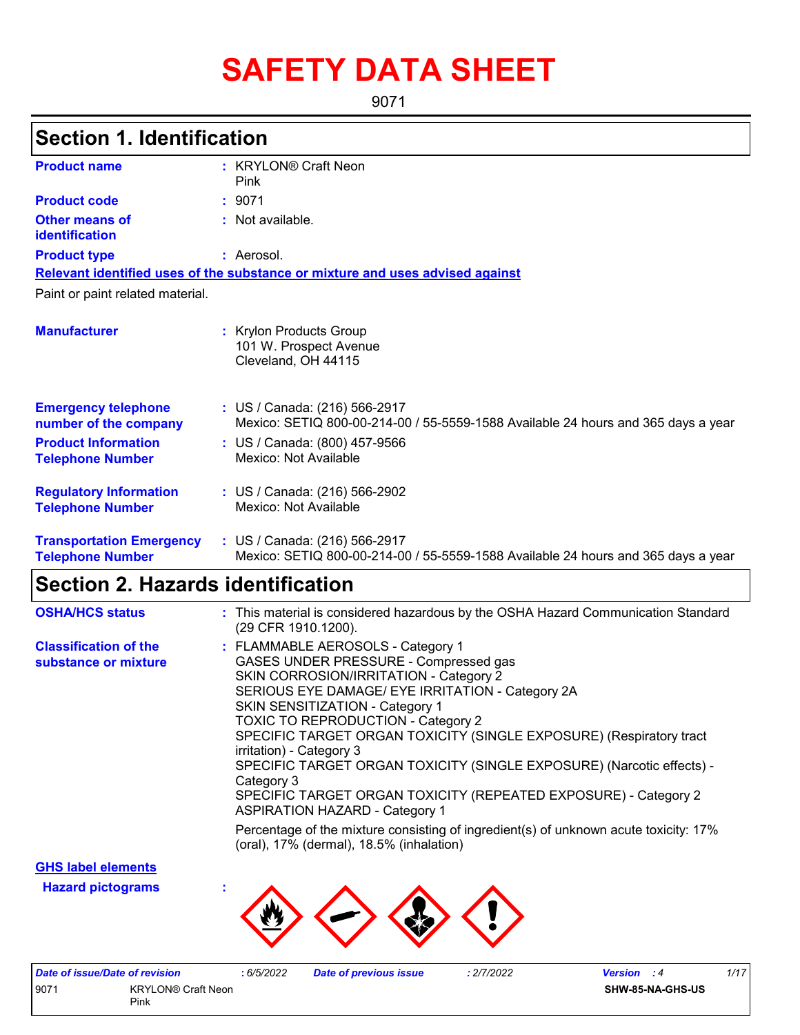# SAFETY DATA SHEET

9071

## Section 1. Identification

**Product name** : KRYLON® Craft Neon Pink

**Product code** : 9071

**Other means of identification** : Not available.

**Product type** : Aerosol.

**Relevant identified uses of the substance or mixture and uses advised against**

Paint or paint related material.

**Manufacturer** : Krylon Products Group
101 W. Prospect Avenue
Cleveland, OH 44115

**Emergency telephone number of the company** : US / Canada: (216) 566-2917
Mexico: SETIQ 800-00-214-00 / 55-5559-1588 Available 24 hours and 365 days a year

**Product Information Telephone Number** : US / Canada: (800) 457-9566
Mexico: Not Available

**Regulatory Information Telephone Number** : US / Canada: (216) 566-2902
Mexico: Not Available

**Transportation Emergency Telephone Number** : US / Canada: (216) 566-2917
Mexico: SETIQ 800-00-214-00 / 55-5559-1588 Available 24 hours and 365 days a year

## Section 2. Hazards identification

**OSHA/HCS status** : This material is considered hazardous by the OSHA Hazard Communication Standard (29 CFR 1910.1200).

**Classification of the substance or mixture** : FLAMMABLE AEROSOLS - Category 1
GASES UNDER PRESSURE - Compressed gas
SKIN CORROSION/IRRITATION - Category 2
SERIOUS EYE DAMAGE/ EYE IRRITATION - Category 2A
SKIN SENSITIZATION - Category 1
TOXIC TO REPRODUCTION - Category 2
SPECIFIC TARGET ORGAN TOXICITY (SINGLE EXPOSURE) (Respiratory tract irritation) - Category 3
SPECIFIC TARGET ORGAN TOXICITY (SINGLE EXPOSURE) (Narcotic effects) - Category 3
SPECIFIC TARGET ORGAN TOXICITY (REPEATED EXPOSURE) - Category 2
ASPIRATION HAZARD - Category 1

Percentage of the mixture consisting of ingredient(s) of unknown acute toxicity: 17% (oral), 17% (dermal), 18.5% (inhalation)

**GHS label elements**

**Hazard pictograms** :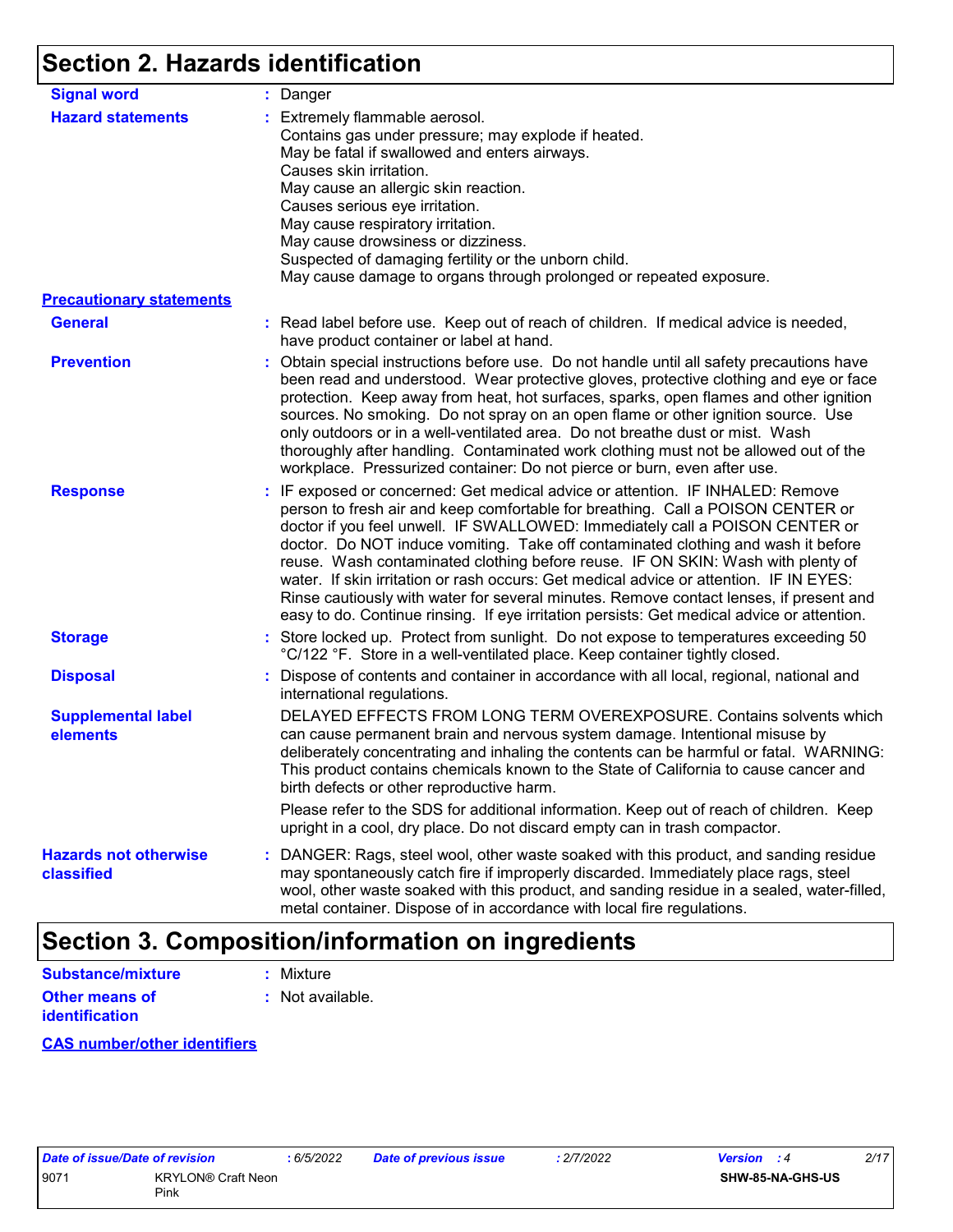## Section 2. Hazards identification

**Signal word** : Danger

**Hazard statements** : Extremely flammable aerosol.
Contains gas under pressure; may explode if heated.
May be fatal if swallowed and enters airways.
Causes skin irritation.
May cause an allergic skin reaction.
Causes serious eye irritation.
May cause respiratory irritation.
May cause drowsiness or dizziness.
Suspected of damaging fertility or the unborn child.
May cause damage to organs through prolonged or repeated exposure.

**Precautionary statements**

**General** : Read label before use. Keep out of reach of children. If medical advice is needed, have product container or label at hand.

**Prevention** : Obtain special instructions before use. Do not handle until all safety precautions have been read and understood. Wear protective gloves, protective clothing and eye or face protection. Keep away from heat, hot surfaces, sparks, open flames and other ignition sources. No smoking. Do not spray on an open flame or other ignition source. Use only outdoors or in a well-ventilated area. Do not breathe dust or mist. Wash thoroughly after handling. Contaminated work clothing must not be allowed out of the workplace. Pressurized container: Do not pierce or burn, even after use.

**Response** : IF exposed or concerned: Get medical advice or attention. IF INHALED: Remove person to fresh air and keep comfortable for breathing. Call a POISON CENTER or doctor if you feel unwell. IF SWALLOWED: Immediately call a POISON CENTER or doctor. Do NOT induce vomiting. Take off contaminated clothing and wash it before reuse. Wash contaminated clothing before reuse. IF ON SKIN: Wash with plenty of water. If skin irritation or rash occurs: Get medical advice or attention. IF IN EYES: Rinse cautiously with water for several minutes. Remove contact lenses, if present and easy to do. Continue rinsing. If eye irritation persists: Get medical advice or attention.

**Storage** : Store locked up. Protect from sunlight. Do not expose to temperatures exceeding 50 °C/122 °F. Store in a well-ventilated place. Keep container tightly closed.

**Disposal** : Dispose of contents and container in accordance with all local, regional, national and international regulations.

**Supplemental label elements** DELAYED EFFECTS FROM LONG TERM OVEREXPOSURE. Contains solvents which can cause permanent brain and nervous system damage. Intentional misuse by deliberately concentrating and inhaling the contents can be harmful or fatal. WARNING: This product contains chemicals known to the State of California to cause cancer and birth defects or other reproductive harm.

Please refer to the SDS for additional information. Keep out of reach of children. Keep upright in a cool, dry place. Do not discard empty can in trash compactor.

**Hazards not otherwise classified** : DANGER: Rags, steel wool, other waste soaked with this product, and sanding residue may spontaneously catch fire if improperly discarded. Immediately place rags, steel wool, other waste soaked with this product, and sanding residue in a sealed, water-filled, metal container. Dispose of in accordance with local fire regulations.

## Section 3. Composition/information on ingredients

**Substance/mixture** : Mixture

**Other means of identification** : Not available.

**CAS number/other identifiers**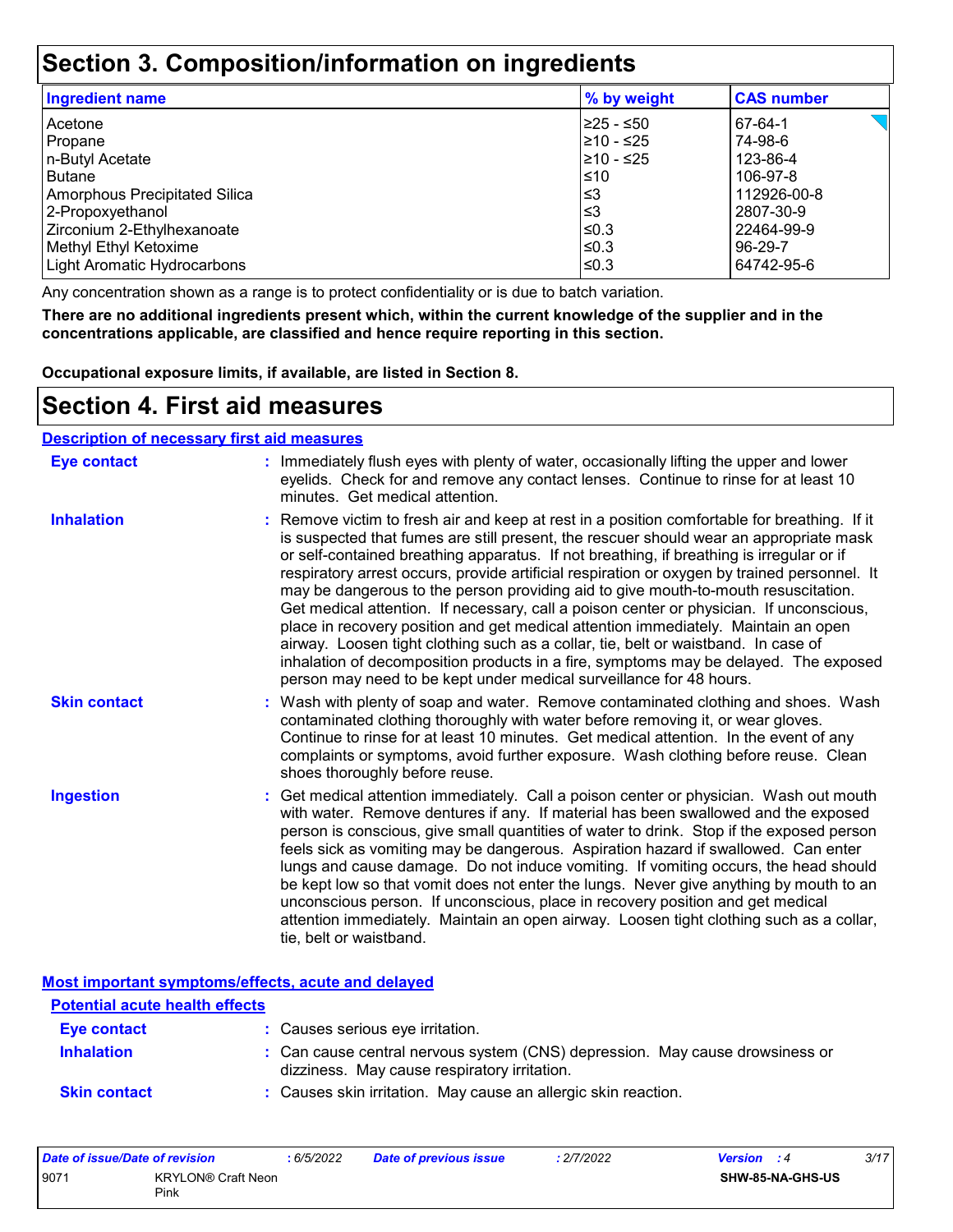# Section 3. Composition/information on ingredients

| Ingredient name | % by weight | CAS number |
|---|---|---|
| Acetone | ≥25 - ≤50 | 67-64-1 |
| Propane | ≥10 - ≤25 | 74-98-6 |
| n-Butyl Acetate | ≥10 - ≤25 | 123-86-4 |
| Butane | ≤10 | 106-97-8 |
| Amorphous Precipitated Silica | ≤3 | 112926-00-8 |
| 2-Propoxyethanol | ≤3 | 2807-30-9 |
| Zirconium 2-Ethylhexanoate | ≤0.3 | 22464-99-9 |
| Methyl Ethyl Ketoxime | ≤0.3 | 96-29-7 |
| Light Aromatic Hydrocarbons | ≤0.3 | 64742-95-6 |

Any concentration shown as a range is to protect confidentiality or is due to batch variation.

**There are no additional ingredients present which, within the current knowledge of the supplier and in the concentrations applicable, are classified and hence require reporting in this section.**

**Occupational exposure limits, if available, are listed in Section 8.**

# Section 4. First aid measures

## Description of necessary first aid measures

**Eye contact** : Immediately flush eyes with plenty of water, occasionally lifting the upper and lower eyelids. Check for and remove any contact lenses. Continue to rinse for at least 10 minutes. Get medical attention.

**Inhalation** : Remove victim to fresh air and keep at rest in a position comfortable for breathing. If it is suspected that fumes are still present, the rescuer should wear an appropriate mask or self-contained breathing apparatus. If not breathing, if breathing is irregular or if respiratory arrest occurs, provide artificial respiration or oxygen by trained personnel. It may be dangerous to the person providing aid to give mouth-to-mouth resuscitation. Get medical attention. If necessary, call a poison center or physician. If unconscious, place in recovery position and get medical attention immediately. Maintain an open airway. Loosen tight clothing such as a collar, tie, belt or waistband. In case of inhalation of decomposition products in a fire, symptoms may be delayed. The exposed person may need to be kept under medical surveillance for 48 hours.

**Skin contact** : Wash with plenty of soap and water. Remove contaminated clothing and shoes. Wash contaminated clothing thoroughly with water before removing it, or wear gloves. Continue to rinse for at least 10 minutes. Get medical attention. In the event of any complaints or symptoms, avoid further exposure. Wash clothing before reuse. Clean shoes thoroughly before reuse.

**Ingestion** : Get medical attention immediately. Call a poison center or physician. Wash out mouth with water. Remove dentures if any. If material has been swallowed and the exposed person is conscious, give small quantities of water to drink. Stop if the exposed person feels sick as vomiting may be dangerous. Aspiration hazard if swallowed. Can enter lungs and cause damage. Do not induce vomiting. If vomiting occurs, the head should be kept low so that vomit does not enter the lungs. Never give anything by mouth to an unconscious person. If unconscious, place in recovery position and get medical attention immediately. Maintain an open airway. Loosen tight clothing such as a collar, tie, belt or waistband.

## Most important symptoms/effects, acute and delayed

### Potential acute health effects

**Eye contact** : Causes serious eye irritation.

**Inhalation** : Can cause central nervous system (CNS) depression. May cause drowsiness or dizziness. May cause respiratory irritation.

**Skin contact** : Causes skin irritation. May cause an allergic skin reaction.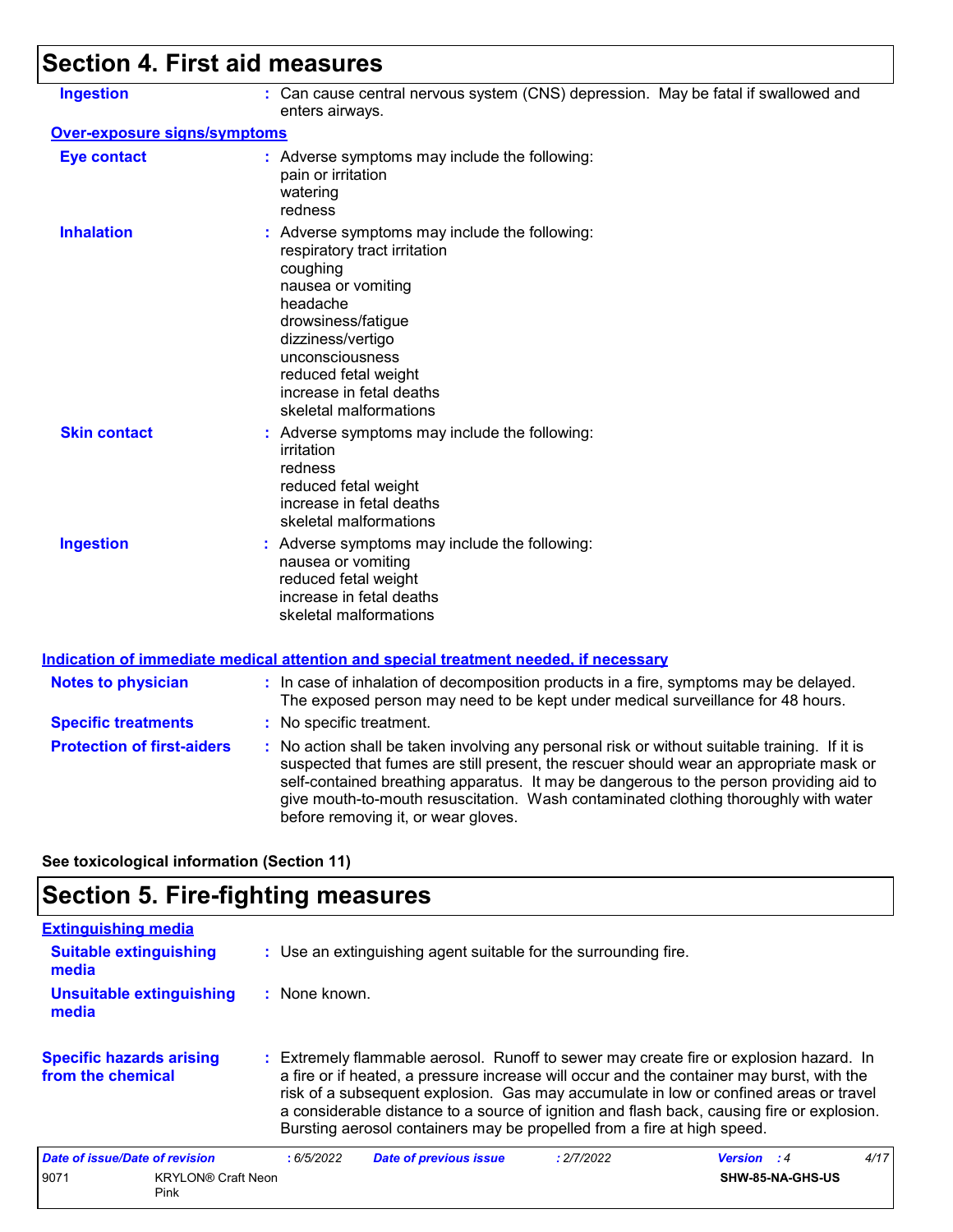## Section 4. First aid measures

**Ingestion** : Can cause central nervous system (CNS) depression. May be fatal if swallowed and enters airways.

**Over-exposure signs/symptoms**

**Eye contact** : Adverse symptoms may include the following:
pain or irritation
watering
redness

**Inhalation** : Adverse symptoms may include the following:
respiratory tract irritation
coughing
nausea or vomiting
headache
drowsiness/fatigue
dizziness/vertigo
unconsciousness
reduced fetal weight
increase in fetal deaths
skeletal malformations

**Skin contact** : Adverse symptoms may include the following:
irritation
redness
reduced fetal weight
increase in fetal deaths
skeletal malformations

**Ingestion** : Adverse symptoms may include the following:
nausea or vomiting
reduced fetal weight
increase in fetal deaths
skeletal malformations

**Indication of immediate medical attention and special treatment needed, if necessary**

**Notes to physician** : In case of inhalation of decomposition products in a fire, symptoms may be delayed. The exposed person may need to be kept under medical surveillance for 48 hours.

**Specific treatments** : No specific treatment.

**Protection of first-aiders** : No action shall be taken involving any personal risk or without suitable training. If it is suspected that fumes are still present, the rescuer should wear an appropriate mask or self-contained breathing apparatus. It may be dangerous to the person providing aid to give mouth-to-mouth resuscitation. Wash contaminated clothing thoroughly with water before removing it, or wear gloves.

**See toxicological information (Section 11)**

## Section 5. Fire-fighting measures

**Extinguishing media**

**Suitable extinguishing media** : Use an extinguishing agent suitable for the surrounding fire.

**Unsuitable extinguishing media** : None known.

**Specific hazards arising from the chemical** : Extremely flammable aerosol. Runoff to sewer may create fire or explosion hazard. In a fire or if heated, a pressure increase will occur and the container may burst, with the risk of a subsequent explosion. Gas may accumulate in low or confined areas or travel a considerable distance to a source of ignition and flash back, causing fire or explosion. Bursting aerosol containers may be propelled from a fire at high speed.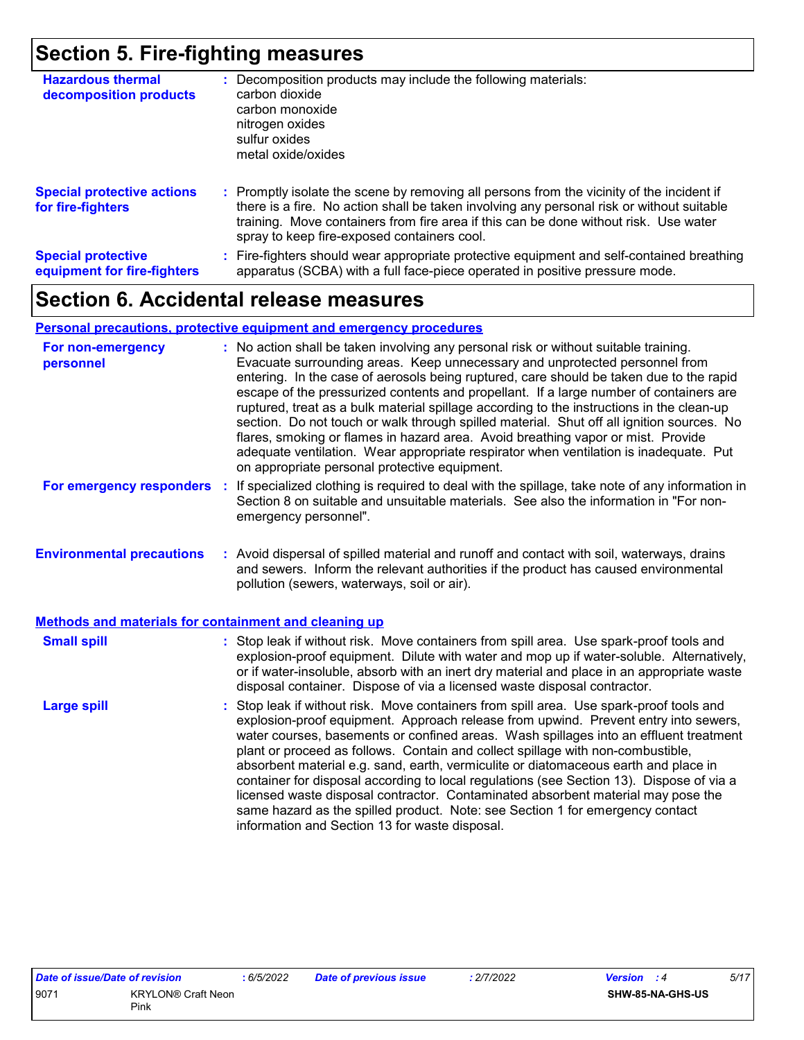## Section 5. Fire-fighting measures

**Hazardous thermal decomposition products** : Decomposition products may include the following materials:
carbon dioxide
carbon monoxide
nitrogen oxides
sulfur oxides
metal oxide/oxides

**Special protective actions for fire-fighters** : Promptly isolate the scene by removing all persons from the vicinity of the incident if there is a fire. No action shall be taken involving any personal risk or without suitable training. Move containers from fire area if this can be done without risk. Use water spray to keep fire-exposed containers cool.

**Special protective equipment for fire-fighters** : Fire-fighters should wear appropriate protective equipment and self-contained breathing apparatus (SCBA) with a full face-piece operated in positive pressure mode.

## Section 6. Accidental release measures

### Personal precautions, protective equipment and emergency procedures

**For non-emergency personnel** : No action shall be taken involving any personal risk or without suitable training. Evacuate surrounding areas. Keep unnecessary and unprotected personnel from entering. In the case of aerosols being ruptured, care should be taken due to the rapid escape of the pressurized contents and propellant. If a large number of containers are ruptured, treat as a bulk material spillage according to the instructions in the clean-up section. Do not touch or walk through spilled material. Shut off all ignition sources. No flares, smoking or flames in hazard area. Avoid breathing vapor or mist. Provide adequate ventilation. Wear appropriate respirator when ventilation is inadequate. Put on appropriate personal protective equipment.

**For emergency responders** : If specialized clothing is required to deal with the spillage, take note of any information in Section 8 on suitable and unsuitable materials. See also the information in "For non-emergency personnel".

**Environmental precautions** : Avoid dispersal of spilled material and runoff and contact with soil, waterways, drains and sewers. Inform the relevant authorities if the product has caused environmental pollution (sewers, waterways, soil or air).

### Methods and materials for containment and cleaning up

**Small spill** : Stop leak if without risk. Move containers from spill area. Use spark-proof tools and explosion-proof equipment. Dilute with water and mop up if water-soluble. Alternatively, or if water-insoluble, absorb with an inert dry material and place in an appropriate waste disposal container. Dispose of via a licensed waste disposal contractor.

**Large spill** : Stop leak if without risk. Move containers from spill area. Use spark-proof tools and explosion-proof equipment. Approach release from upwind. Prevent entry into sewers, water courses, basements or confined areas. Wash spillages into an effluent treatment plant or proceed as follows. Contain and collect spillage with non-combustible, absorbent material e.g. sand, earth, vermiculite or diatomaceous earth and place in container for disposal according to local regulations (see Section 13). Dispose of via a licensed waste disposal contractor. Contaminated absorbent material may pose the same hazard as the spilled product. Note: see Section 1 for emergency contact information and Section 13 for waste disposal.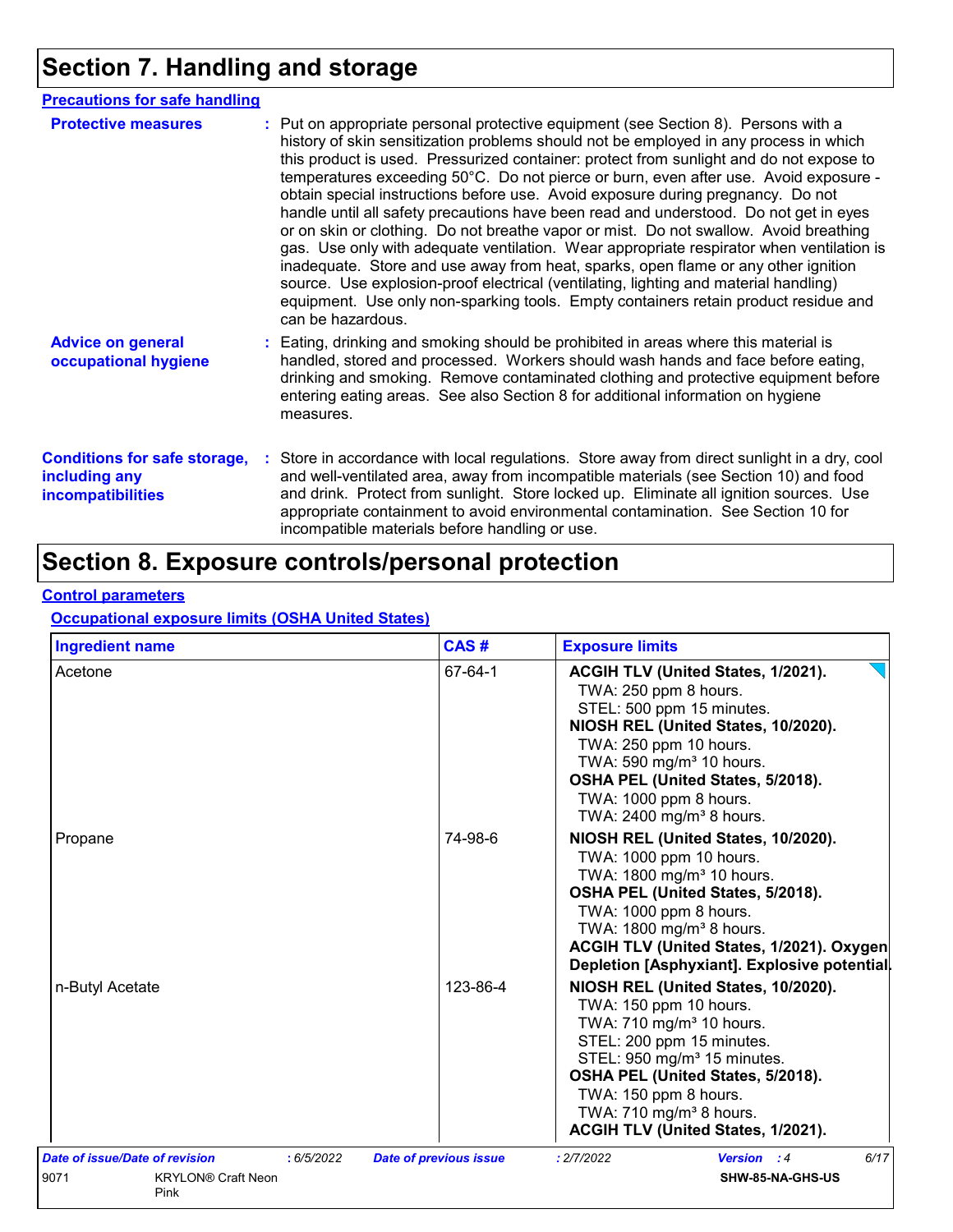# Section 7. Handling and storage

## Precautions for safe handling

**Protective measures** : Put on appropriate personal protective equipment (see Section 8). Persons with a history of skin sensitization problems should not be employed in any process in which this product is used. Pressurized container: protect from sunlight and do not expose to temperatures exceeding 50°C. Do not pierce or burn, even after use. Avoid exposure - obtain special instructions before use. Avoid exposure during pregnancy. Do not handle until all safety precautions have been read and understood. Do not get in eyes or on skin or clothing. Do not breathe vapor or mist. Do not swallow. Avoid breathing gas. Use only with adequate ventilation. Wear appropriate respirator when ventilation is inadequate. Store and use away from heat, sparks, open flame or any other ignition source. Use explosion-proof electrical (ventilating, lighting and material handling) equipment. Use only non-sparking tools. Empty containers retain product residue and can be hazardous.

**Advice on general occupational hygiene** : Eating, drinking and smoking should be prohibited in areas where this material is handled, stored and processed. Workers should wash hands and face before eating, drinking and smoking. Remove contaminated clothing and protective equipment before entering eating areas. See also Section 8 for additional information on hygiene measures.

**Conditions for safe storage, including any incompatibilities** : Store in accordance with local regulations. Store away from direct sunlight in a dry, cool and well-ventilated area, away from incompatible materials (see Section 10) and food and drink. Protect from sunlight. Store locked up. Eliminate all ignition sources. Use appropriate containment to avoid environmental contamination. See Section 10 for incompatible materials before handling or use.

# Section 8. Exposure controls/personal protection

## Control parameters

### Occupational exposure limits (OSHA United States)

| Ingredient name | CAS # | Exposure limits |
|---|---|---|
| Acetone | 67-64-1 | **ACGIH TLV (United States, 1/2021).**<br>TWA: 250 ppm 8 hours.<br>STEL: 500 ppm 15 minutes.<br>**NIOSH REL (United States, 10/2020).**<br>TWA: 250 ppm 10 hours.<br>TWA: 590 mg/m³ 10 hours.<br>**OSHA PEL (United States, 5/2018).**<br>TWA: 1000 ppm 8 hours.<br>TWA: 2400 mg/m³ 8 hours. |
| Propane | 74-98-6 | **NIOSH REL (United States, 10/2020).**<br>TWA: 1000 ppm 10 hours.<br>TWA: 1800 mg/m³ 10 hours.<br>**OSHA PEL (United States, 5/2018).**<br>TWA: 1000 ppm 8 hours.<br>TWA: 1800 mg/m³ 8 hours.<br>**ACGIH TLV (United States, 1/2021). Oxygen Depletion [Asphyxiant]. Explosive potential.** |
| n-Butyl Acetate | 123-86-4 | **NIOSH REL (United States, 10/2020).**<br>TWA: 150 ppm 10 hours.<br>TWA: 710 mg/m³ 10 hours.<br>STEL: 200 ppm 15 minutes.<br>STEL: 950 mg/m³ 15 minutes.<br>**OSHA PEL (United States, 5/2018).**<br>TWA: 150 ppm 8 hours.<br>TWA: 710 mg/m³ 8 hours.<br>**ACGIH TLV (United States, 1/2021).** |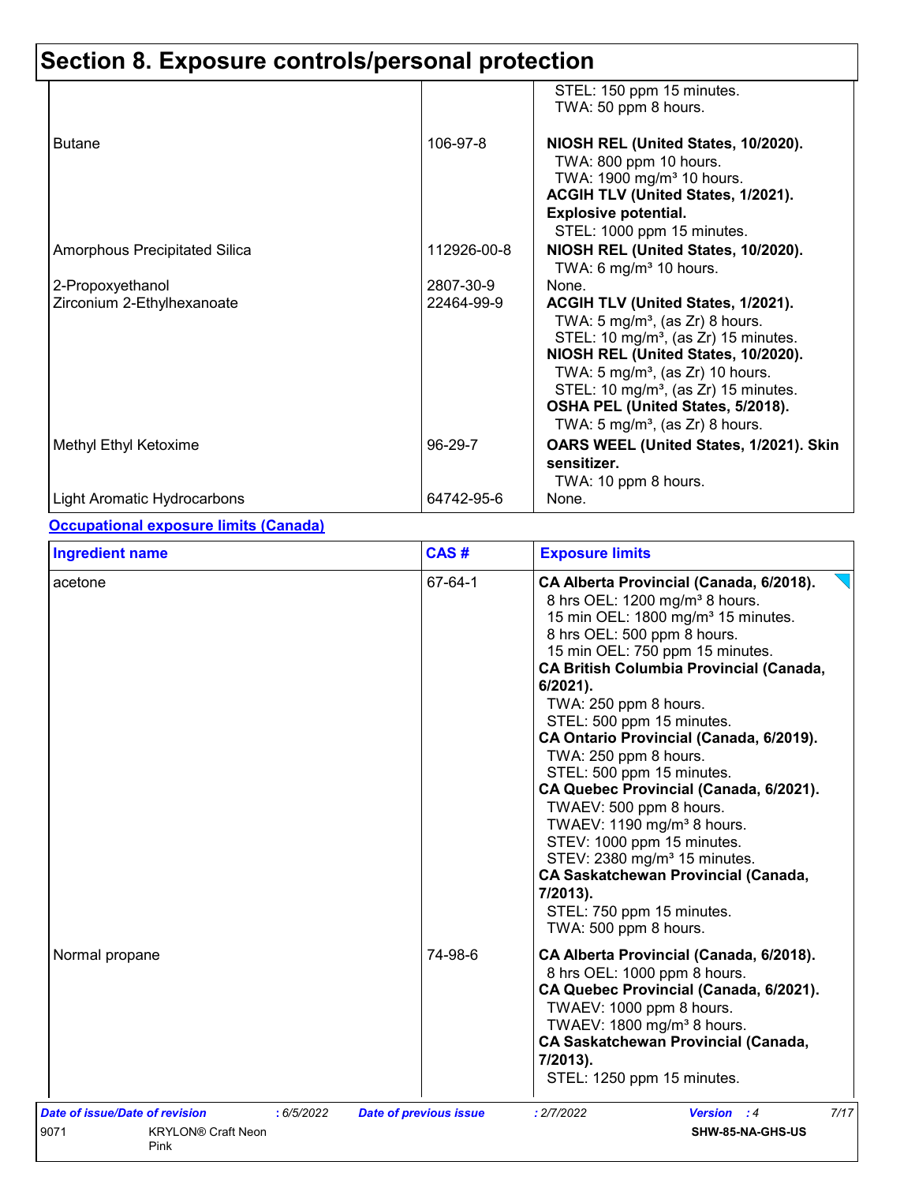## Section 8. Exposure controls/personal protection

| | | |
|---|---|---|
| | | STEL: 150 ppm 15 minutes.<br>TWA: 50 ppm 8 hours. |
| Butane | 106-97-8 | **NIOSH REL (United States, 10/2020).**<br>TWA: 800 ppm 10 hours.<br>TWA: 1900 mg/m³ 10 hours.<br>**ACGIH TLV (United States, 1/2021).**<br>**Explosive potential.**<br>STEL: 1000 ppm 15 minutes. |
| Amorphous Precipitated Silica | 112926-00-8 | **NIOSH REL (United States, 10/2020).**<br>TWA: 6 mg/m³ 10 hours. |
| 2-Propoxyethanol | 2807-30-9 | None. |
| Zirconium 2-Ethylhexanoate | 22464-99-9 | **ACGIH TLV (United States, 1/2021).**<br>TWA: 5 mg/m³, (as Zr) 8 hours.<br>STEL: 10 mg/m³, (as Zr) 15 minutes.<br>**NIOSH REL (United States, 10/2020).**<br>TWA: 5 mg/m³, (as Zr) 10 hours.<br>STEL: 10 mg/m³, (as Zr) 15 minutes.<br>**OSHA PEL (United States, 5/2018).**<br>TWA: 5 mg/m³, (as Zr) 8 hours. |
| Methyl Ethyl Ketoxime | 96-29-7 | **OARS WEEL (United States, 1/2021). Skin sensitizer.**<br>TWA: 10 ppm 8 hours. |
| Light Aromatic Hydrocarbons | 64742-95-6 | None. |

**Occupational exposure limits (Canada)**

| Ingredient name | CAS # | Exposure limits |
|---|---|---|
| acetone | 67-64-1 | **CA Alberta Provincial (Canada, 6/2018).**<br>8 hrs OEL: 1200 mg/m³ 8 hours.<br>15 min OEL: 1800 mg/m³ 15 minutes.<br>8 hrs OEL: 500 ppm 8 hours.<br>15 min OEL: 750 ppm 15 minutes.<br>**CA British Columbia Provincial (Canada, 6/2021).**<br>TWA: 250 ppm 8 hours.<br>STEL: 500 ppm 15 minutes.<br>**CA Ontario Provincial (Canada, 6/2019).**<br>TWA: 250 ppm 8 hours.<br>STEL: 500 ppm 15 minutes.<br>**CA Quebec Provincial (Canada, 6/2021).**<br>TWAEV: 500 ppm 8 hours.<br>TWAEV: 1190 mg/m³ 8 hours.<br>STEV: 1000 ppm 15 minutes.<br>STEV: 2380 mg/m³ 15 minutes.<br>**CA Saskatchewan Provincial (Canada, 7/2013).**<br>STEL: 750 ppm 15 minutes.<br>TWA: 500 ppm 8 hours. |
| Normal propane | 74-98-6 | **CA Alberta Provincial (Canada, 6/2018).**<br>8 hrs OEL: 1000 ppm 8 hours.<br>**CA Quebec Provincial (Canada, 6/2021).**<br>TWAEV: 1000 ppm 8 hours.<br>TWAEV: 1800 mg/m³ 8 hours.<br>**CA Saskatchewan Provincial (Canada, 7/2013).**<br>STEL: 1250 ppm 15 minutes. |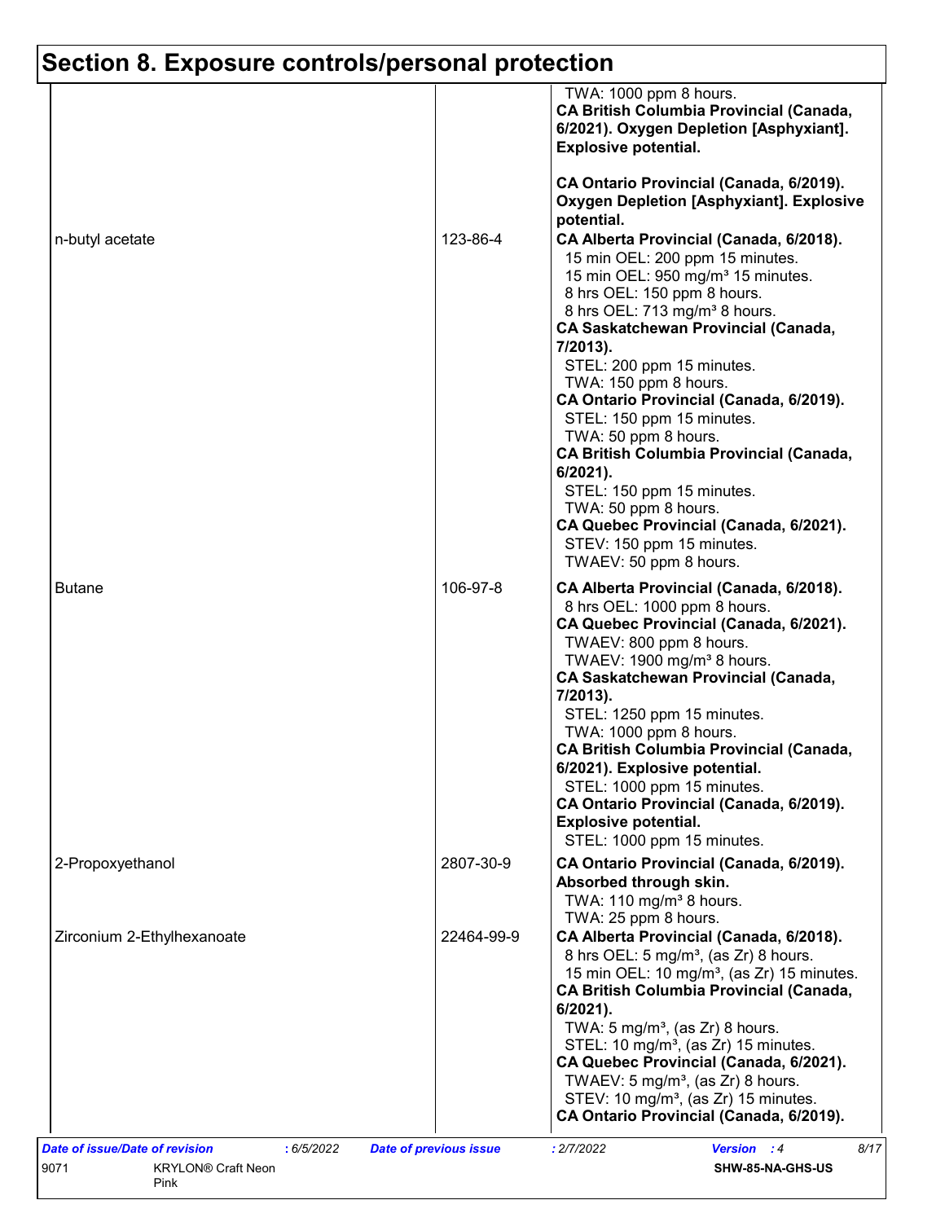# Section 8. Exposure controls/personal protection

| | | |
|---|---|---|
| | | TWA: 1000 ppm 8 hours.<br>**CA British Columbia Provincial (Canada, 6/2021). Oxygen Depletion [Asphyxiant]. Explosive potential.**<br><br>**CA Ontario Provincial (Canada, 6/2019). Oxygen Depletion [Asphyxiant]. Explosive potential.** |
| n-butyl acetate | 123-86-4 | **CA Alberta Provincial (Canada, 6/2018).**<br>15 min OEL: 200 ppm 15 minutes.<br>15 min OEL: 950 mg/m³ 15 minutes.<br>8 hrs OEL: 150 ppm 8 hours.<br>8 hrs OEL: 713 mg/m³ 8 hours.<br>**CA Saskatchewan Provincial (Canada, 7/2013).**<br>STEL: 200 ppm 15 minutes.<br>TWA: 150 ppm 8 hours.<br>**CA Ontario Provincial (Canada, 6/2019).**<br>STEL: 150 ppm 15 minutes.<br>TWA: 50 ppm 8 hours.<br>**CA British Columbia Provincial (Canada, 6/2021).**<br>STEL: 150 ppm 15 minutes.<br>TWA: 50 ppm 8 hours.<br>**CA Quebec Provincial (Canada, 6/2021).**<br>STEV: 150 ppm 15 minutes.<br>TWAEV: 50 ppm 8 hours. |
| Butane | 106-97-8 | **CA Alberta Provincial (Canada, 6/2018).**<br>8 hrs OEL: 1000 ppm 8 hours.<br>**CA Quebec Provincial (Canada, 6/2021).**<br>TWAEV: 800 ppm 8 hours.<br>TWAEV: 1900 mg/m³ 8 hours.<br>**CA Saskatchewan Provincial (Canada, 7/2013).**<br>STEL: 1250 ppm 15 minutes.<br>TWA: 1000 ppm 8 hours.<br>**CA British Columbia Provincial (Canada, 6/2021). Explosive potential.**<br>STEL: 1000 ppm 15 minutes.<br>**CA Ontario Provincial (Canada, 6/2019). Explosive potential.**<br>STEL: 1000 ppm 15 minutes. |
| 2-Propoxyethanol | 2807-30-9 | **CA Ontario Provincial (Canada, 6/2019). Absorbed through skin.**<br>TWA: 110 mg/m³ 8 hours.<br>TWA: 25 ppm 8 hours. |
| Zirconium 2-Ethylhexanoate | 22464-99-9 | **CA Alberta Provincial (Canada, 6/2018).**<br>8 hrs OEL: 5 mg/m³, (as Zr) 8 hours.<br>15 min OEL: 10 mg/m³, (as Zr) 15 minutes.<br>**CA British Columbia Provincial (Canada, 6/2021).**<br>TWA: 5 mg/m³, (as Zr) 8 hours.<br>STEL: 10 mg/m³, (as Zr) 15 minutes.<br>**CA Quebec Provincial (Canada, 6/2021).**<br>TWAEV: 5 mg/m³, (as Zr) 8 hours.<br>STEV: 10 mg/m³, (as Zr) 15 minutes.<br>**CA Ontario Provincial (Canada, 6/2019).** |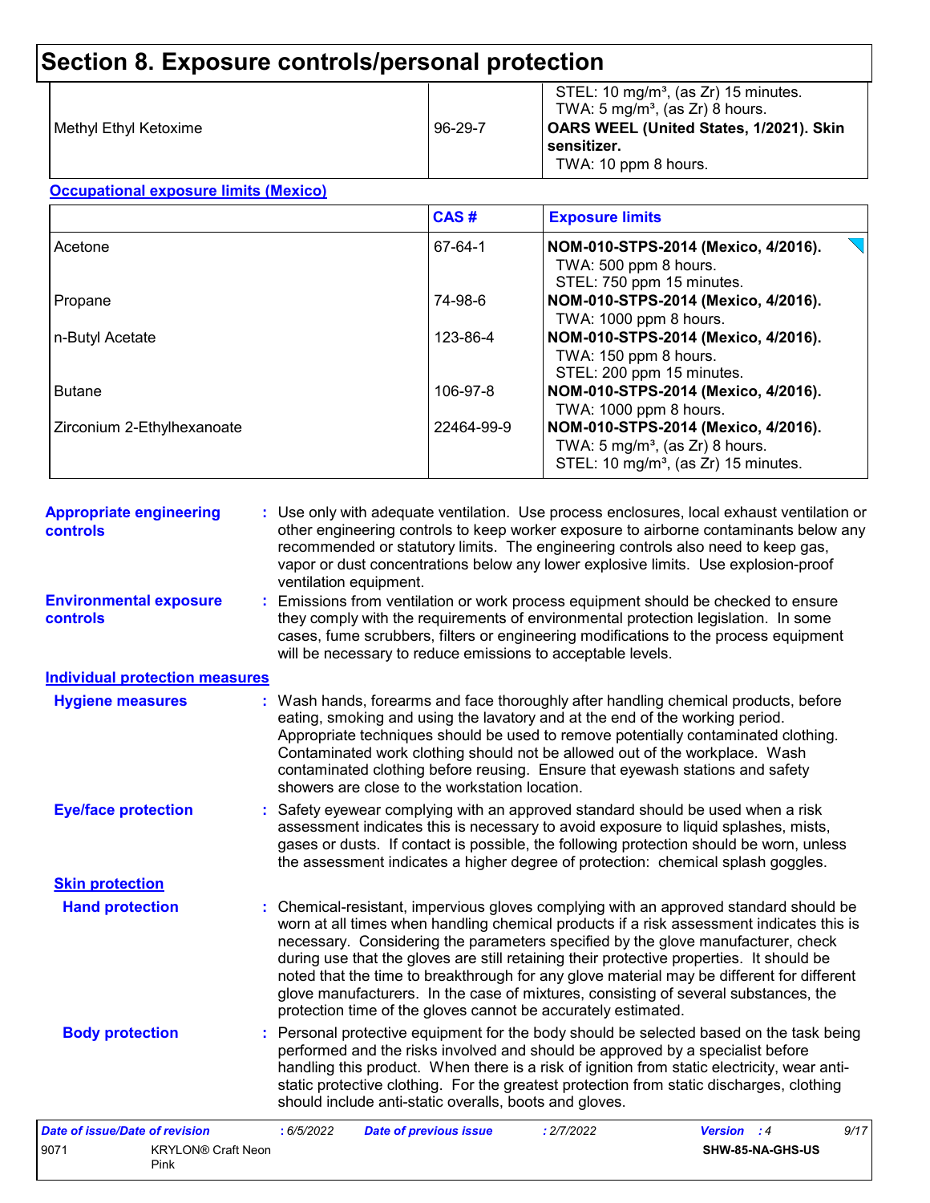# Section 8. Exposure controls/personal protection

| | | |
|---|---|---|
| Methyl Ethyl Ketoxime | 96-29-7 | STEL: 10 mg/m³, (as Zr) 15 minutes.<br>TWA: 5 mg/m³, (as Zr) 8 hours.<br>**OARS WEEL (United States, 1/2021). Skin sensitizer.**<br>TWA: 10 ppm 8 hours. |

**Occupational exposure limits (Mexico)**

| | CAS # | Exposure limits |
|---|---|---|
| Acetone | 67-64-1 | **NOM-010-STPS-2014 (Mexico, 4/2016).**<br>TWA: 500 ppm 8 hours.<br>STEL: 750 ppm 15 minutes. |
| Propane | 74-98-6 | **NOM-010-STPS-2014 (Mexico, 4/2016).**<br>TWA: 1000 ppm 8 hours. |
| n-Butyl Acetate | 123-86-4 | **NOM-010-STPS-2014 (Mexico, 4/2016).**<br>TWA: 150 ppm 8 hours.<br>STEL: 200 ppm 15 minutes. |
| Butane | 106-97-8 | **NOM-010-STPS-2014 (Mexico, 4/2016).**<br>TWA: 1000 ppm 8 hours. |
| Zirconium 2-Ethylhexanoate | 22464-99-9 | **NOM-010-STPS-2014 (Mexico, 4/2016).**<br>TWA: 5 mg/m³, (as Zr) 8 hours.<br>STEL: 10 mg/m³, (as Zr) 15 minutes. |

**Appropriate engineering controls** : Use only with adequate ventilation. Use process enclosures, local exhaust ventilation or other engineering controls to keep worker exposure to airborne contaminants below any recommended or statutory limits. The engineering controls also need to keep gas, vapor or dust concentrations below any lower explosive limits. Use explosion-proof ventilation equipment.

**Environmental exposure controls** : Emissions from ventilation or work process equipment should be checked to ensure they comply with the requirements of environmental protection legislation. In some cases, fume scrubbers, filters or engineering modifications to the process equipment will be necessary to reduce emissions to acceptable levels.

**Individual protection measures**

**Hygiene measures** : Wash hands, forearms and face thoroughly after handling chemical products, before eating, smoking and using the lavatory and at the end of the working period. Appropriate techniques should be used to remove potentially contaminated clothing. Contaminated work clothing should not be allowed out of the workplace. Wash contaminated clothing before reusing. Ensure that eyewash stations and safety showers are close to the workstation location.

**Eye/face protection** : Safety eyewear complying with an approved standard should be used when a risk assessment indicates this is necessary to avoid exposure to liquid splashes, mists, gases or dusts. If contact is possible, the following protection should be worn, unless the assessment indicates a higher degree of protection: chemical splash goggles.

**Skin protection**

**Hand protection** : Chemical-resistant, impervious gloves complying with an approved standard should be worn at all times when handling chemical products if a risk assessment indicates this is necessary. Considering the parameters specified by the glove manufacturer, check during use that the gloves are still retaining their protective properties. It should be noted that the time to breakthrough for any glove material may be different for different glove manufacturers. In the case of mixtures, consisting of several substances, the protection time of the gloves cannot be accurately estimated.

**Body protection** : Personal protective equipment for the body should be selected based on the task being performed and the risks involved and should be approved by a specialist before handling this product. When there is a risk of ignition from static electricity, wear anti-static protective clothing. For the greatest protection from static discharges, clothing should include anti-static overalls, boots and gloves.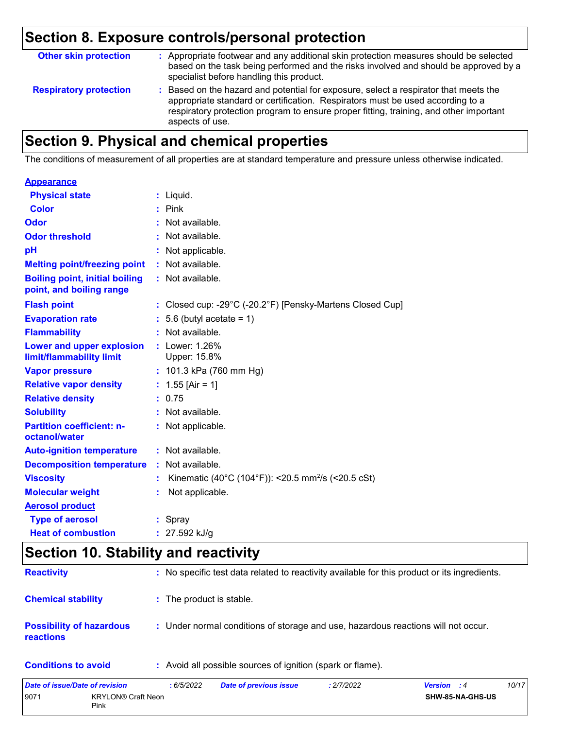## Section 8. Exposure controls/personal protection

**Other skin protection** : Appropriate footwear and any additional skin protection measures should be selected based on the task being performed and the risks involved and should be approved by a specialist before handling this product.

**Respiratory protection** : Based on the hazard and potential for exposure, select a respirator that meets the appropriate standard or certification. Respirators must be used according to a respiratory protection program to ensure proper fitting, training, and other important aspects of use.

## Section 9. Physical and chemical properties

The conditions of measurement of all properties are at standard temperature and pressure unless otherwise indicated.

**Appearance**

| | |
|---|---|
| **Physical state** | : Liquid. |
| **Color** | : Pink |
| **Odor** | : Not available. |
| **Odor threshold** | : Not available. |
| **pH** | : Not applicable. |
| **Melting point/freezing point** | : Not available. |
| **Boiling point, initial boiling point, and boiling range** | : Not available. |
| **Flash point** | : Closed cup: -29°C (-20.2°F) [Pensky-Martens Closed Cup] |
| **Evaporation rate** | : 5.6 (butyl acetate = 1) |
| **Flammability** | : Not available. |
| **Lower and upper explosion limit/flammability limit** | : Lower: 1.26% Upper: 15.8% |
| **Vapor pressure** | : 101.3 kPa (760 mm Hg) |
| **Relative vapor density** | : 1.55 [Air = 1] |
| **Relative density** | : 0.75 |
| **Solubility** | : Not available. |
| **Partition coefficient: n-octanol/water** | : Not applicable. |
| **Auto-ignition temperature** | : Not available. |
| **Decomposition temperature** | : Not available. |
| **Viscosity** | : Kinematic (40°C (104°F)): <20.5 $mm^2/s$ (<20.5 cSt) |
| **Molecular weight** | : Not applicable. |

**Aerosol product**

| | |
|---|---|
| **Type of aerosol** | : Spray |
| **Heat of combustion** | : 27.592 kJ/g |

## Section 10. Stability and reactivity

**Reactivity** : No specific test data related to reactivity available for this product or its ingredients.

**Chemical stability** : The product is stable.

**Possibility of hazardous reactions** : Under normal conditions of storage and use, hazardous reactions will not occur.

**Conditions to avoid** : Avoid all possible sources of ignition (spark or flame).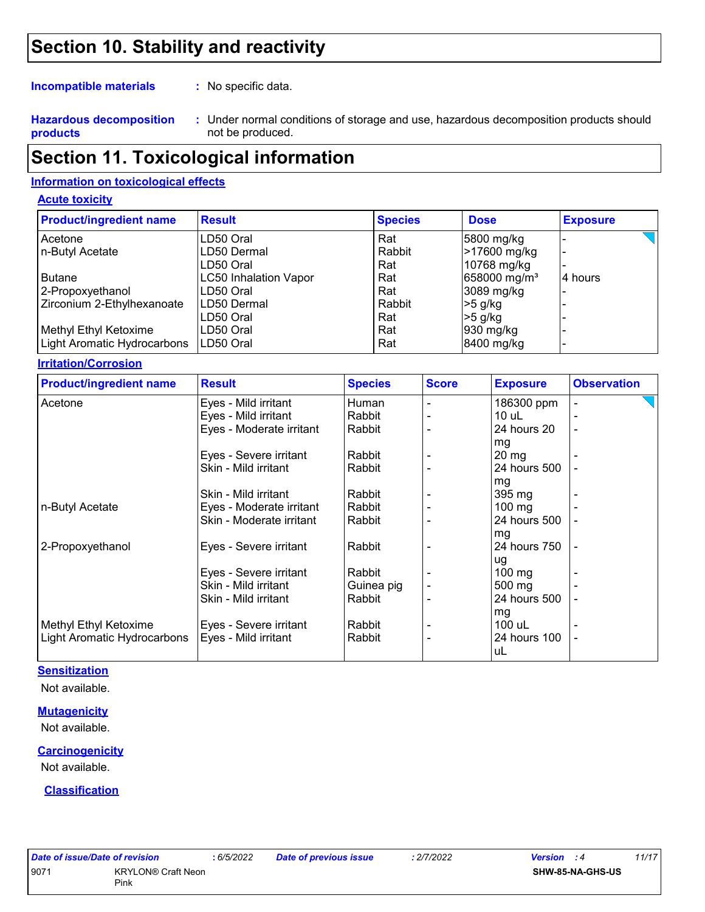# Section 10. Stability and reactivity

**Incompatible materials** : No specific data.

**Hazardous decomposition products** : Under normal conditions of storage and use, hazardous decomposition products should not be produced.

# Section 11. Toxicological information

## Information on toxicological effects

### Acute toxicity

| Product/ingredient name | Result | Species | Dose | Exposure |
|---|---|---|---|---|
| Acetone | LD50 Oral | Rat | 5800 mg/kg | - |
| n-Butyl Acetate | LD50 Dermal | Rabbit | >17600 mg/kg | - |
| | LD50 Oral | Rat | 10768 mg/kg | - |
| Butane | LC50 Inhalation Vapor | Rat | 658000 mg/m³ | 4 hours |
| 2-Propoxyethanol | LD50 Oral | Rat | 3089 mg/kg | - |
| Zirconium 2-Ethylhexanoate | LD50 Dermal | Rabbit | >5 g/kg | - |
| | LD50 Oral | Rat | >5 g/kg | - |
| Methyl Ethyl Ketoxime | LD50 Oral | Rat | 930 mg/kg | - |
| Light Aromatic Hydrocarbons | LD50 Oral | Rat | 8400 mg/kg | - |

### Irritation/Corrosion

| Product/ingredient name | Result | Species | Score | Exposure | Observation |
|---|---|---|---|---|---|
| Acetone | Eyes - Mild irritant | Human | - | 186300 ppm | - |
| | Eyes - Mild irritant | Rabbit | - | 10 uL | - |
| | Eyes - Moderate irritant | Rabbit | - | 24 hours 20 mg | - |
| | Eyes - Severe irritant | Rabbit | - | 20 mg | - |
| | Skin - Mild irritant | Rabbit | - | 24 hours 500 mg | - |
| | Skin - Mild irritant | Rabbit | - | 395 mg | - |
| n-Butyl Acetate | Eyes - Moderate irritant | Rabbit | - | 100 mg | - |
| | Skin - Moderate irritant | Rabbit | - | 24 hours 500 mg | - |
| 2-Propoxyethanol | Eyes - Severe irritant | Rabbit | - | 24 hours 750 ug | - |
| | Eyes - Severe irritant | Rabbit | - | 100 mg | - |
| | Skin - Mild irritant | Guinea pig | - | 500 mg | - |
| | Skin - Mild irritant | Rabbit | - | 24 hours 500 mg | - |
| Methyl Ethyl Ketoxime | Eyes - Severe irritant | Rabbit | - | 100 uL | - |
| Light Aromatic Hydrocarbons | Eyes - Mild irritant | Rabbit | - | 24 hours 100 uL | - |

### Sensitization

Not available.

### Mutagenicity

Not available.

### Carcinogenicity

Not available.

### Classification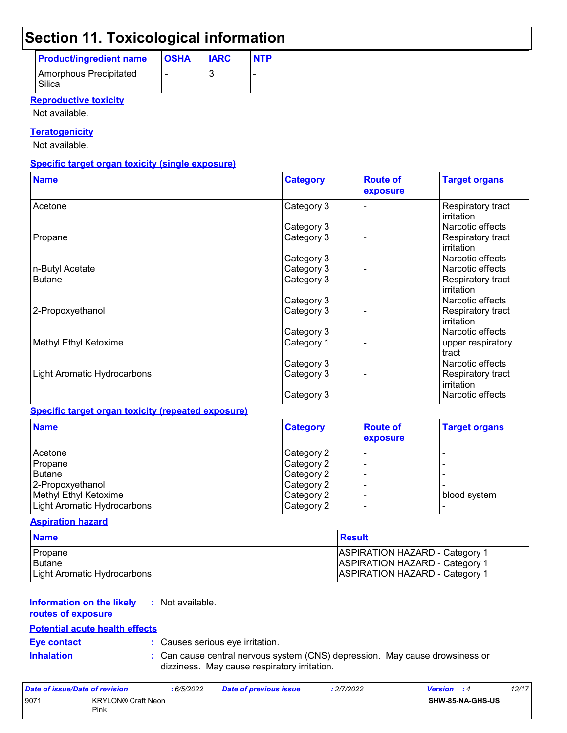## Section 11. Toxicological information

| Product/ingredient name | OSHA | IARC | NTP |
|---|---|---|---|
| Amorphous Precipitated Silica | - | 3 | - |

**Reproductive toxicity**

Not available.

**Teratogenicity**

Not available.

**Specific target organ toxicity (single exposure)**

| Name | Category | Route of exposure | Target organs |
|---|---|---|---|
| Acetone | Category 3 | - | Respiratory tract irritation |
| | Category 3 | | Narcotic effects |
| Propane | Category 3 | - | Respiratory tract irritation |
| | Category 3 | | Narcotic effects |
| n-Butyl Acetate | Category 3 | - | Narcotic effects |
| Butane | Category 3 | - | Respiratory tract irritation |
| | Category 3 | | Narcotic effects |
| 2-Propoxyethanol | Category 3 | - | Respiratory tract irritation |
| | Category 3 | | Narcotic effects |
| Methyl Ethyl Ketoxime | Category 1 | - | upper respiratory tract |
| | Category 3 | | Narcotic effects |
| Light Aromatic Hydrocarbons | Category 3 | - | Respiratory tract irritation |
| | Category 3 | | Narcotic effects |

**Specific target organ toxicity (repeated exposure)**

| Name | Category | Route of exposure | Target organs |
|---|---|---|---|
| Acetone | Category 2 | - | - |
| Propane | Category 2 | - | - |
| Butane | Category 2 | - | - |
| 2-Propoxyethanol | Category 2 | - | - |
| Methyl Ethyl Ketoxime | Category 2 | - | blood system |
| Light Aromatic Hydrocarbons | Category 2 | - | - |

**Aspiration hazard**

| Name | Result |
|---|---|
| Propane | ASPIRATION HAZARD - Category 1 |
| Butane | ASPIRATION HAZARD - Category 1 |
| Light Aromatic Hydrocarbons | ASPIRATION HAZARD - Category 1 |

**Information on the likely routes of exposure** : Not available.

**Potential acute health effects**

**Eye contact** : Causes serious eye irritation.

**Inhalation** : Can cause central nervous system (CNS) depression. May cause drowsiness or dizziness. May cause respiratory irritation.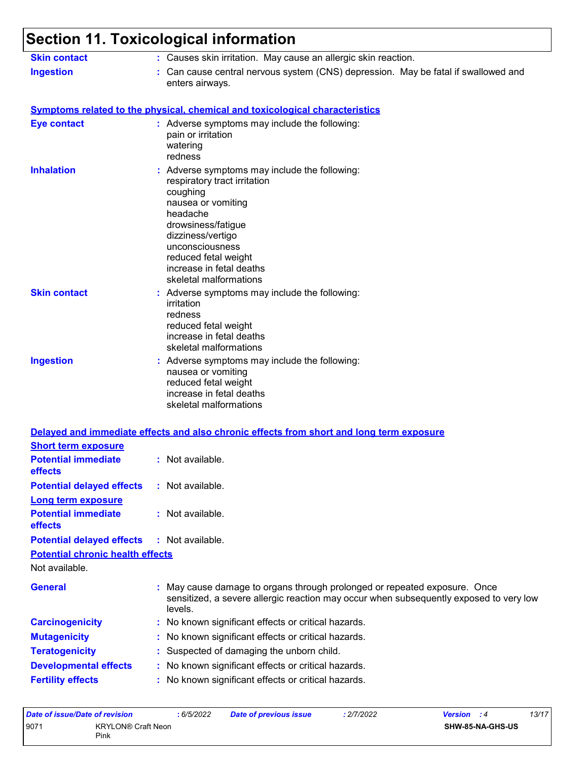# Section 11. Toxicological information

**Skin contact** : Causes skin irritation. May cause an allergic skin reaction.

**Ingestion** : Can cause central nervous system (CNS) depression. May be fatal if swallowed and enters airways.

## Symptoms related to the physical, chemical and toxicological characteristics

**Eye contact** : Adverse symptoms may include the following:
pain or irritation
watering
redness

**Inhalation** : Adverse symptoms may include the following:
respiratory tract irritation
coughing
nausea or vomiting
headache
drowsiness/fatigue
dizziness/vertigo
unconsciousness
reduced fetal weight
increase in fetal deaths
skeletal malformations

**Skin contact** : Adverse symptoms may include the following:
irritation
redness
reduced fetal weight
increase in fetal deaths
skeletal malformations

**Ingestion** : Adverse symptoms may include the following:
nausea or vomiting
reduced fetal weight
increase in fetal deaths
skeletal malformations

## Delayed and immediate effects and also chronic effects from short and long term exposure

### Short term exposure

**Potential immediate effects** : Not available.

**Potential delayed effects** : Not available.

### Long term exposure

**Potential immediate effects** : Not available.

**Potential delayed effects** : Not available.

### Potential chronic health effects

Not available.

**General** : May cause damage to organs through prolonged or repeated exposure. Once sensitized, a severe allergic reaction may occur when subsequently exposed to very low levels.

**Carcinogenicity** : No known significant effects or critical hazards.

**Mutagenicity** : No known significant effects or critical hazards.

**Teratogenicity** : Suspected of damaging the unborn child.

**Developmental effects** : No known significant effects or critical hazards.

**Fertility effects** : No known significant effects or critical hazards.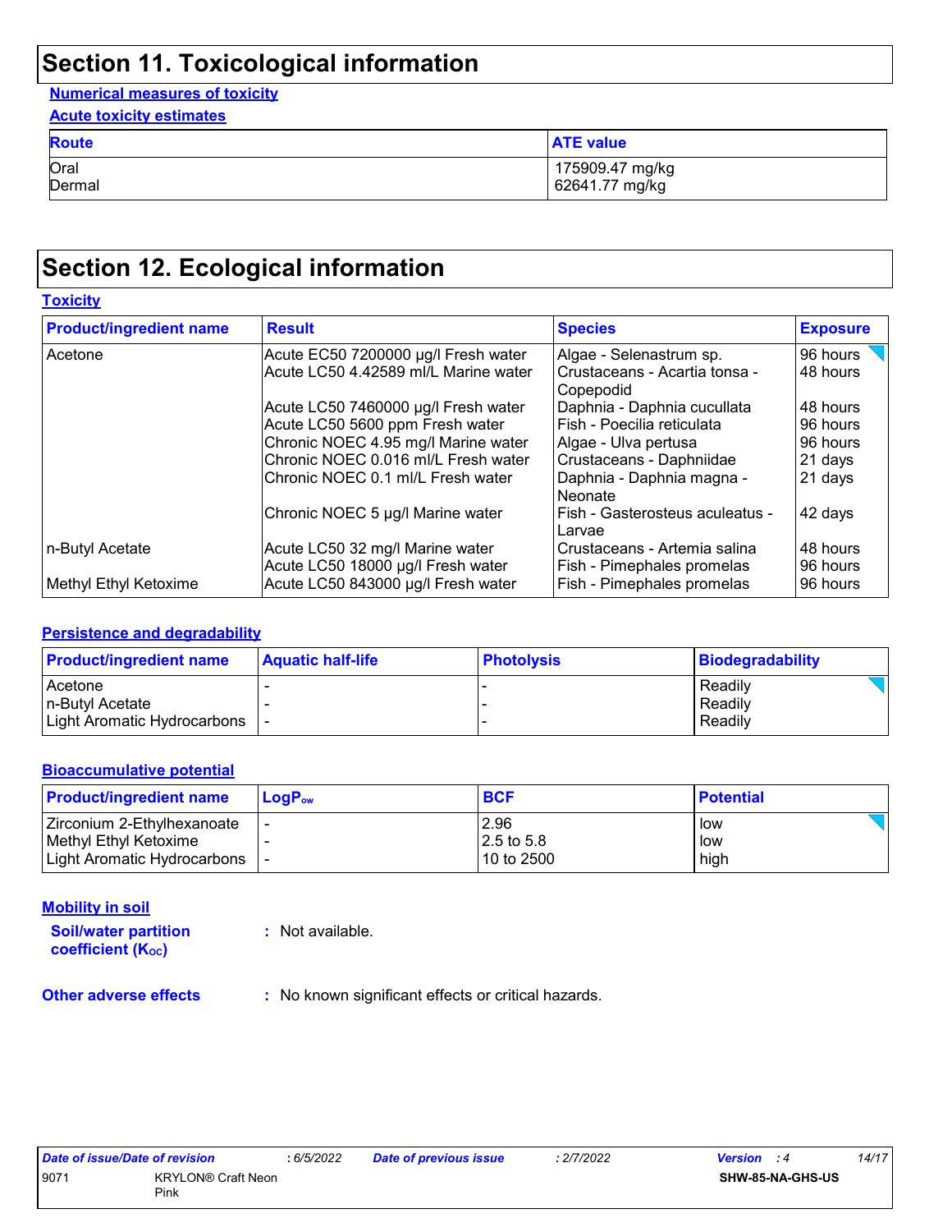# Section 11. Toxicological information

**Numerical measures of toxicity**

**Acute toxicity estimates**

| Route | ATE value |
| --- | --- |
| Oral | 175909.47 mg/kg |
| Dermal | 62641.77 mg/kg |

# Section 12. Ecological information

**Toxicity**

| Product/ingredient name | Result | Species | Exposure |
| --- | --- | --- | --- |
| Acetone | Acute EC50 7200000 µg/l Fresh water | Algae - Selenastrum sp. | 96 hours |
| | Acute LC50 4.42589 ml/L Marine water | Crustaceans - Acartia tonsa - Copepodid | 48 hours |
| | Acute LC50 7460000 µg/l Fresh water | Daphnia - Daphnia cucullata | 48 hours |
| | Acute LC50 5600 ppm Fresh water | Fish - Poecilia reticulata | 96 hours |
| | Chronic NOEC 4.95 mg/l Marine water | Algae - Ulva pertusa | 96 hours |
| | Chronic NOEC 0.016 ml/L Fresh water | Crustaceans - Daphniidae | 21 days |
| | Chronic NOEC 0.1 ml/L Fresh water | Daphnia - Daphnia magna - Neonate | 21 days |
| | Chronic NOEC 5 µg/l Marine water | Fish - Gasterosteus aculeatus - Larvae | 42 days |
| n-Butyl Acetate | Acute LC50 32 mg/l Marine water | Crustaceans - Artemia salina | 48 hours |
| | Acute LC50 18000 µg/l Fresh water | Fish - Pimephales promelas | 96 hours |
| Methyl Ethyl Ketoxime | Acute LC50 843000 µg/l Fresh water | Fish - Pimephales promelas | 96 hours |

**Persistence and degradability**

| Product/ingredient name | Aquatic half-life | Photolysis | Biodegradability |
| --- | --- | --- | --- |
| Acetone | - | - | Readily |
| n-Butyl Acetate | - | - | Readily |
| Light Aromatic Hydrocarbons | - | - | Readily |

**Bioaccumulative potential**

| Product/ingredient name | $LogP_{ow}$ | BCF | Potential |
| --- | --- | --- | --- |
| Zirconium 2-Ethylhexanoate | - | 2.96 | low |
| Methyl Ethyl Ketoxime | - | 2.5 to 5.8 | low |
| Light Aromatic Hydrocarbons | - | 10 to 2500 | high |

**Mobility in soil**

**Soil/water partition coefficient ($K_{OC}$)** : Not available.

**Other adverse effects** : No known significant effects or critical hazards.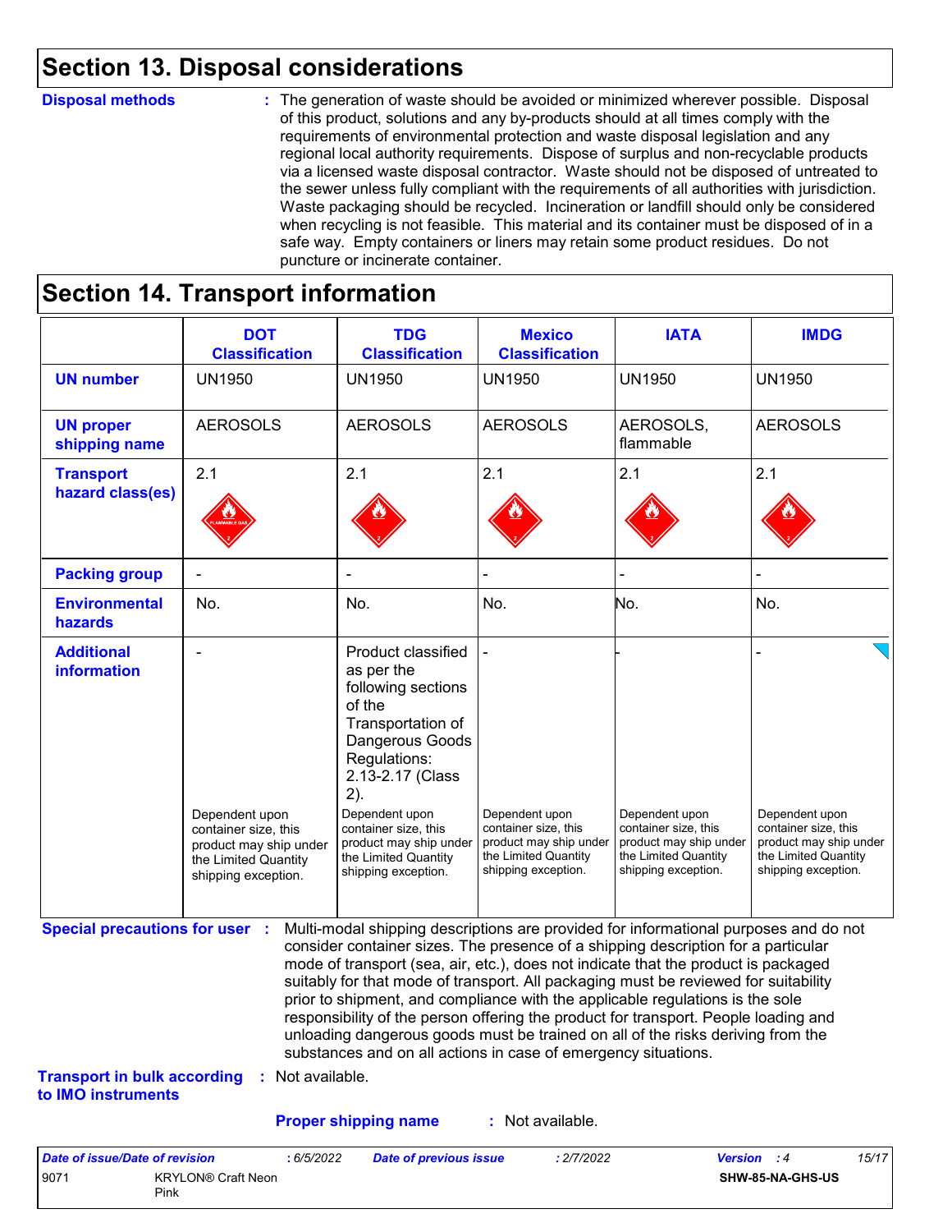## Section 13. Disposal considerations

**Disposal methods** : The generation of waste should be avoided or minimized wherever possible. Disposal of this product, solutions and any by-products should at all times comply with the requirements of environmental protection and waste disposal legislation and any regional local authority requirements. Dispose of surplus and non-recyclable products via a licensed waste disposal contractor. Waste should not be disposed of untreated to the sewer unless fully compliant with the requirements of all authorities with jurisdiction. Waste packaging should be recycled. Incineration or landfill should only be considered when recycling is not feasible. This material and its container must be disposed of in a safe way. Empty containers or liners may retain some product residues. Do not puncture or incinerate container.

## Section 14. Transport information

| | DOT Classification | TDG Classification | Mexico Classification | IATA | IMDG |
|---|---|---|---|---|---|
| **UN number** | UN1950 | UN1950 | UN1950 | UN1950 | UN1950 |
| **UN proper shipping name** | AEROSOLS | AEROSOLS | AEROSOLS | AEROSOLS, flammable | AEROSOLS |
| **Transport hazard class(es)** | 2.1 | 2.1 | 2.1 | 2.1 | 2.1 |
| **Packing group** | - | - | - | - | - |
| **Environmental hazards** | No. | No. | No. | No. | No. |
| **Additional information** | - Dependent upon container size, this product may ship under the Limited Quantity shipping exception. | Product classified as per the following sections of the Transportation of Dangerous Goods Regulations: 2.13-2.17 (Class 2). Dependent upon container size, this product may ship under the Limited Quantity shipping exception. | - Dependent upon container size, this product may ship under the Limited Quantity shipping exception. | - Dependent upon container size, this product may ship under the Limited Quantity shipping exception. | - Dependent upon container size, this product may ship under the Limited Quantity shipping exception. |

**Special precautions for user** : Multi-modal shipping descriptions are provided for informational purposes and do not consider container sizes. The presence of a shipping description for a particular mode of transport (sea, air, etc.), does not indicate that the product is packaged suitably for that mode of transport. All packaging must be reviewed for suitability prior to shipment, and compliance with the applicable regulations is the sole responsibility of the person offering the product for transport. People loading and unloading dangerous goods must be trained on all of the risks deriving from the substances and on all actions in case of emergency situations.

**Transport in bulk according to IMO instruments** : Not available.

**Proper shipping name** : Not available.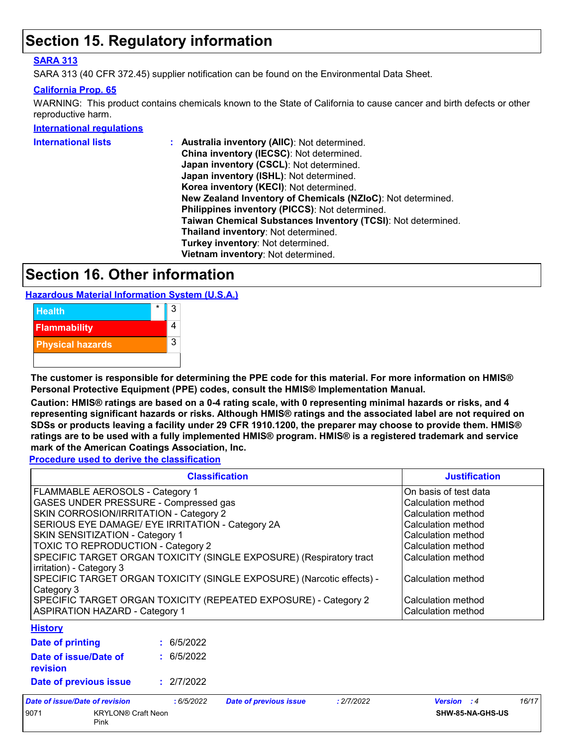# Section 15. Regulatory information

**SARA 313**

SARA 313 (40 CFR 372.45) supplier notification can be found on the Environmental Data Sheet.

**California Prop. 65**

WARNING: This product contains chemicals known to the State of California to cause cancer and birth defects or other reproductive harm.

**International regulations**

**International lists** :
**Australia inventory (AIIC)**: Not determined.
**China inventory (IECSC)**: Not determined.
**Japan inventory (CSCL)**: Not determined.
**Japan inventory (ISHL)**: Not determined.
**Korea inventory (KECI)**: Not determined.
**New Zealand Inventory of Chemicals (NZIoC)**: Not determined.
**Philippines inventory (PICCS)**: Not determined.
**Taiwan Chemical Substances Inventory (TCSI)**: Not determined.
**Thailand inventory**: Not determined.
**Turkey inventory**: Not determined.
**Vietnam inventory**: Not determined.

# Section 16. Other information

**Hazardous Material Information System (U.S.A.)**

| | | |
|---|---|---|
| Health | * | 3 |
| Flammability | | 4 |
| Physical hazards | | 3 |
| | | |

**The customer is responsible for determining the PPE code for this material. For more information on HMIS® Personal Protective Equipment (PPE) codes, consult the HMIS® Implementation Manual.**

**Caution: HMIS® ratings are based on a 0-4 rating scale, with 0 representing minimal hazards or risks, and 4 representing significant hazards or risks. Although HMIS® ratings and the associated label are not required on SDSs or products leaving a facility under 29 CFR 1910.1200, the preparer may choose to provide them. HMIS® ratings are to be used with a fully implemented HMIS® program. HMIS® is a registered trademark and service mark of the American Coatings Association, Inc.**

**Procedure used to derive the classification**

| Classification | Justification |
|---|---|
| FLAMMABLE AEROSOLS - Category 1 | On basis of test data |
| GASES UNDER PRESSURE - Compressed gas | Calculation method |
| SKIN CORROSION/IRRITATION - Category 2 | Calculation method |
| SERIOUS EYE DAMAGE/ EYE IRRITATION - Category 2A | Calculation method |
| SKIN SENSITIZATION - Category 1 | Calculation method |
| TOXIC TO REPRODUCTION - Category 2 | Calculation method |
| SPECIFIC TARGET ORGAN TOXICITY (SINGLE EXPOSURE) (Respiratory tract irritation) - Category 3 | Calculation method |
| SPECIFIC TARGET ORGAN TOXICITY (SINGLE EXPOSURE) (Narcotic effects) - Category 3 | Calculation method |
| SPECIFIC TARGET ORGAN TOXICITY (REPEATED EXPOSURE) - Category 2 | Calculation method |
| ASPIRATION HAZARD - Category 1 | Calculation method |

**History**

**Date of printing** : 6/5/2022

**Date of issue/Date of revision** : 6/5/2022

**Date of previous issue** : 2/7/2022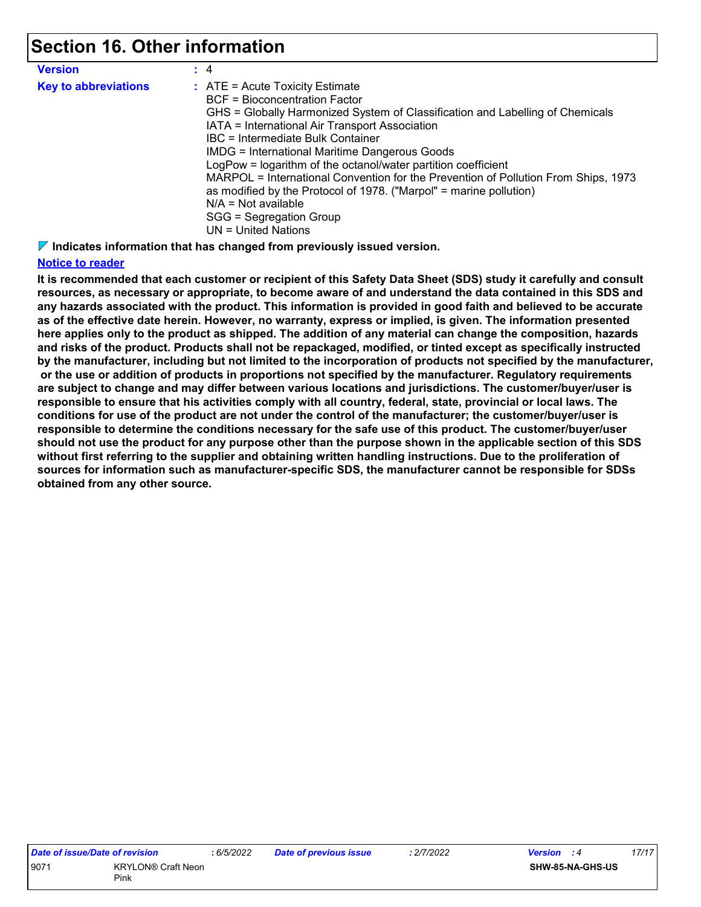# Section 16. Other information

**Version** : 4

**Key to abbreviations** : ATE = Acute Toxicity Estimate
BCF = Bioconcentration Factor
GHS = Globally Harmonized System of Classification and Labelling of Chemicals
IATA = International Air Transport Association
IBC = Intermediate Bulk Container
IMDG = International Maritime Dangerous Goods
LogPow = logarithm of the octanol/water partition coefficient
MARPOL = International Convention for the Prevention of Pollution From Ships, 1973 as modified by the Protocol of 1978. ("Marpol" = marine pollution)
N/A = Not available
SGG = Segregation Group
UN = United Nations

**Indicates information that has changed from previously issued version.**

**Notice to reader**

**It is recommended that each customer or recipient of this Safety Data Sheet (SDS) study it carefully and consult resources, as necessary or appropriate, to become aware of and understand the data contained in this SDS and any hazards associated with the product. This information is provided in good faith and believed to be accurate as of the effective date herein. However, no warranty, express or implied, is given. The information presented here applies only to the product as shipped. The addition of any material can change the composition, hazards and risks of the product. Products shall not be repackaged, modified, or tinted except as specifically instructed by the manufacturer, including but not limited to the incorporation of products not specified by the manufacturer, or the use or addition of products in proportions not specified by the manufacturer. Regulatory requirements are subject to change and may differ between various locations and jurisdictions. The customer/buyer/user is responsible to ensure that his activities comply with all country, federal, state, provincial or local laws. The conditions for use of the product are not under the control of the manufacturer; the customer/buyer/user is responsible to determine the conditions necessary for the safe use of this product. The customer/buyer/user should not use the product for any purpose other than the purpose shown in the applicable section of this SDS without first referring to the supplier and obtaining written handling instructions. Due to the proliferation of sources for information such as manufacturer-specific SDS, the manufacturer cannot be responsible for SDSs obtained from any other source.**